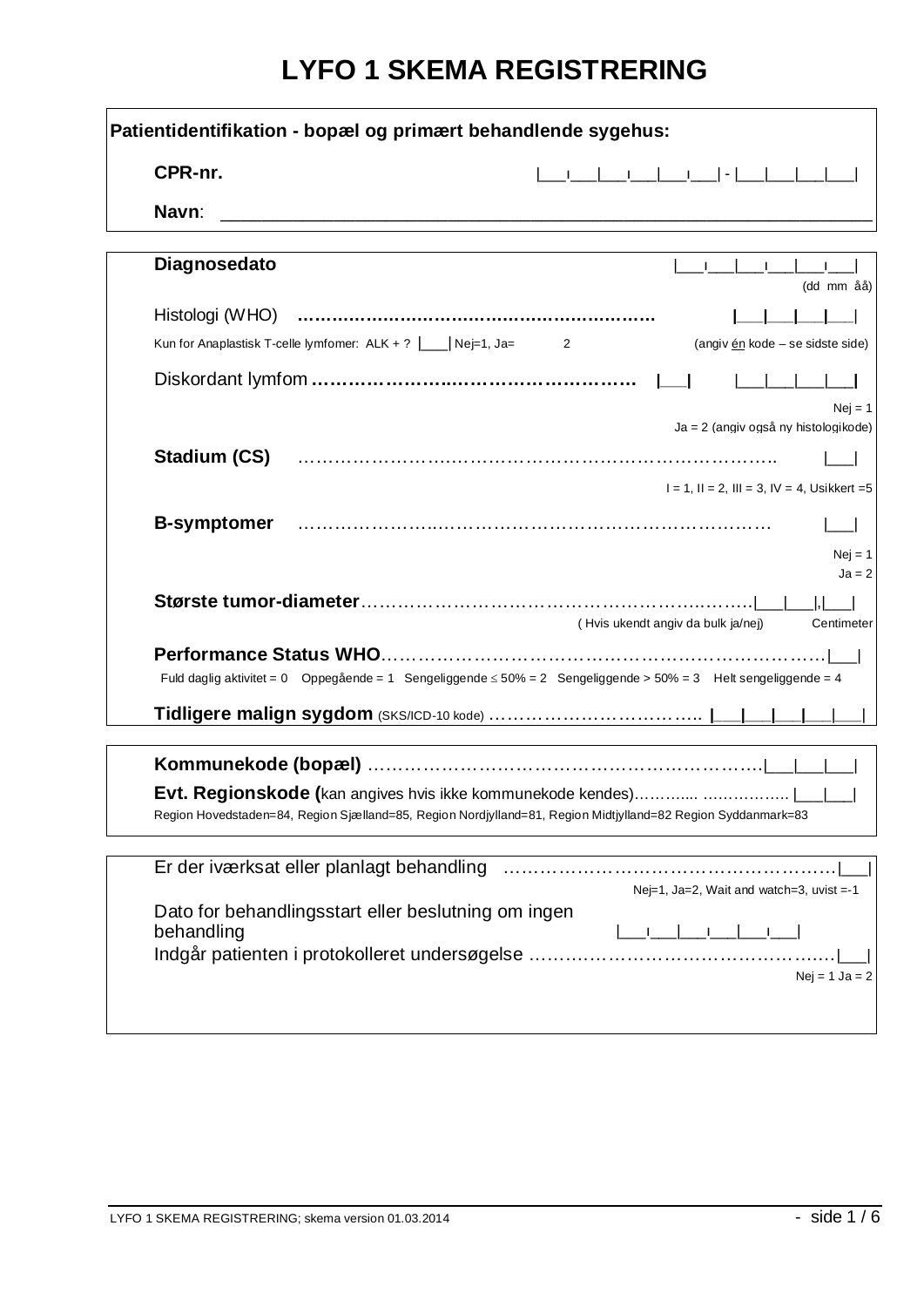# LYFO 1 SKEMA REGISTRERING

**Patientidentifikation - bopæl og primært behandlende sygehus:**

**CPR-nr.** |___|___|___|___|___|___| - |___|___|___|___|

**Navn**: ____________________________________________

---

**Diagnosedato** |___|___|___|___|___|___|
(dd mm åå)

Histologi (WHO) ………………………………………………………… |___|___|___|___|

Kun for Anaplastisk T-celle lymfomer: ALK + ? |___| Nej=1, Ja= 2 (angiv én kode – se sidste side)

Diskordant lymfom ……………………………………………… |___| |___|___|___|___|
Nej = 1
Ja = 2 (angiv også ny histologikode)

**Stadium (CS)** ………………………………………………………………………. |___|
I = 1, II = 2, III = 3, IV = 4, Usikkert =5

**B-symptomer** ……………………………………………………………………… |___|
Nej = 1
Ja = 2

**Største tumor-diameter**……………………………………………………………|___|___|,|___|
( Hvis ukendt angiv da bulk ja/nej) Centimeter

**Performance Status WHO**…………………………………………………………………|___|
Fuld daglig aktivitet = 0 Oppegående = 1 Sengeliggende ≤ 50% = 2 Sengeliggende > 50% = 3 Helt sengeliggende = 4

**Tidligere malign sygdom** (SKS/ICD-10 kode) ………………………………. |___|___|___|___|___|

---

**Kommunekode (bopæl)** …………………………………………………………….|___|___|___|

**Evt. Regionskode (**kan angives hvis ikke kommunekode kendes)……….... ……………. |___|___|

Region Hovedstaden=84, Region Sjælland=85, Region Nordjylland=81, Region Midtjylland=82 Region Syddanmark=83

---

Er der iværksat eller planlagt behandling ……………………………………………….|___|
Nej=1, Ja=2, Wait and watch=3, uvist =-1

Dato for behandlingsstart eller beslutning om ingen behandling |___|___|___|___|___|___|

Indgår patienten i protokolleret undersøgelse ………………………………………….|___|
Nej = 1 Ja = 2

LYFO 1 SKEMA REGISTRERING; skema version 01.03.2014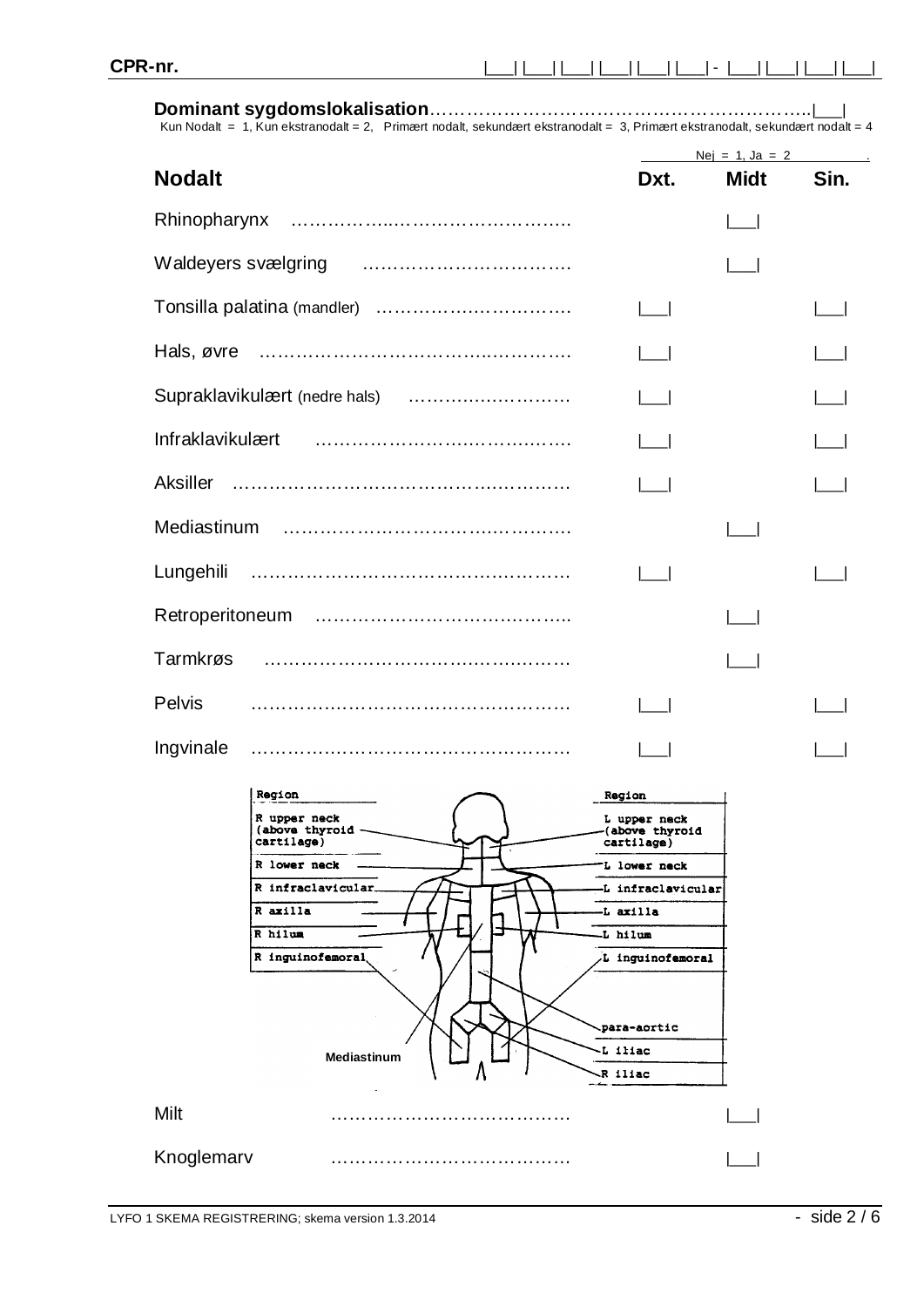CPR-nr. |___|___|___|___|___|___| - |___|___|___|___|

**Dominant sygdomslokalisation**……………………………………………………….|___|

Kun Nodalt = 1, Kun ekstranodalt = 2, Primært nodalt, sekundært ekstranodalt = 3, Primært ekstranodalt, sekundært nodalt = 4

Nej = 1, Ja = 2

| **Nodalt** | **Dxt.** | **Midt** | **Sin.** |
|---|---|---|---|
| Rhinopharynx ………………………………………….. | | \|___\| | |
| Waldeyers svælgring ……………………………. | | \|___\| | |
| Tonsilla palatina (mandler) ……………………………. | \|___\| | | \|___\| |
| Hals, øvre ………………………………………………. | \|___\| | | \|___\| |
| Supraklavikulært (nedre hals) ………………………. | \|___\| | | \|___\| |
| Infraklavikulært ……………………………………. | \|___\| | | \|___\| |
| Aksiller ……………………………………………………. | \|___\| | | \|___\| |
| Mediastinum ………………………………………. | | \|___\| | |
| Lungehili ……………………………………………… | \|___\| | | \|___\| |
| Retroperitoneum ………………………………….. | | \|___\| | |
| Tarmkrøs ………………………………………………. | | \|___\| | |
| Pelvis ……………………………………………… | \|___\| | | \|___\| |
| Ingvinale ……………………………………………… | \|___\| | | \|___\| |

| Region | Region |
|---|---|
| R upper neck (above thyroid cartilage) | L upper neck (above thyroid cartilage) |
| R lower neck | L lower neck |
| R infraclavicular | L infraclavicular |
| R axilla | L axilla |
| R hilum | L hilum |
| R inguinofemoral | L inguinofemoral |
| Mediastinum | para-aortic |
| | L iliac |
| | R iliac |

| | **Dxt.** | **Midt** | **Sin.** |
|---|---|---|---|
| Milt ………………………………… | | \|___\| | |
| Knoglemarv ………………………………… | | \|___\| | |

LYFO 1 SKEMA REGISTRERING; skema version 1.3.2014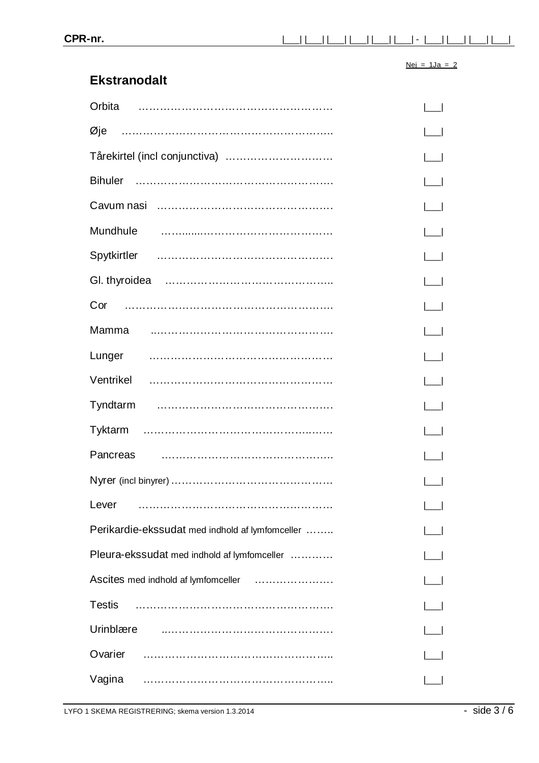CPR-nr. |___|___|___|___|___|___| - |___|___|___|___|

Nej = 1 Ja = 2

## Ekstranodalt

| | |
|---|---|
| Orbita ………………………………………………. | \|___\| |
| Øje ………………………………………………….. | \|___\| |
| Tårekirtel (incl conjunctiva) ………………………… | \|___\| |
| Bihuler ………………………………………………. | \|___\| |
| Cavum nasi …………………………………………. | \|___\| |
| Mundhule ……......…………………………………. | \|___\| |
| Spytkirtler …………………………………………. | \|___\| |
| Gl. thyroidea ……………………………………….. | \|___\| |
| Cor ……………………………………………………. | \|___\| |
| Mamma ..…………………………………………. | \|___\| |
| Lunger ……………………………………………. | \|___\| |
| Ventrikel ……………………………………………. | \|___\| |
| Tyndtarm …………………………………………. | \|___\| |
| Tyktarm ……………………………………..……. | \|___\| |
| Pancreas ………………………………………. | \|___\| |
| Nyrer (incl binyrer) ……………………………………… | \|___\| |
| Lever ………………………………………………. | \|___\| |
| Perikardie-ekssudat med indhold af lymfomceller …….. | \|___\| |
| Pleura-ekssudat med indhold af lymfomceller ………… | \|___\| |
| Ascites med indhold af lymfomceller …………………. | \|___\| |
| Testis ………………………………………………. | \|___\| |
| Urinblære ..………………………………………. | \|___\| |
| Ovarier …………………………………………….. | \|___\| |
| Vagina …………………………………………….. | \|___\| |

LYFO 1 SKEMA REGISTRERING; skema version 1.3.2014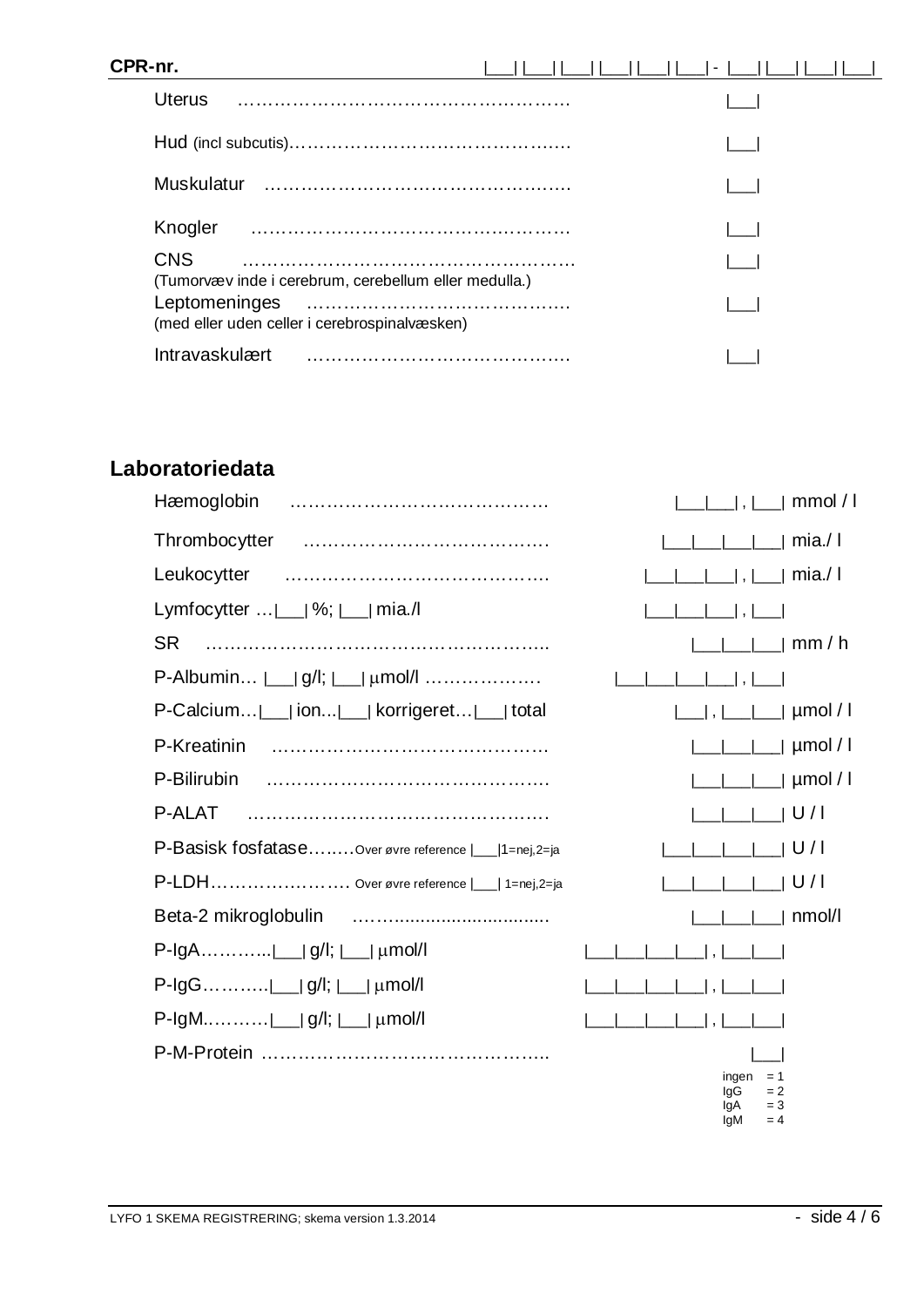**CPR-nr.** |___|___|___|___|___|___| - |___|___|___|___|

| | |
|---|---|
| Uterus ……………………………………………… | |___| |
| Hud (incl subcutis)……………………………………… | |___| |
| Muskulatur …………………………………………. | |___| |
| Knogler …………………………………………… | |___| |
| CNS ……………………………………………… (Tumorvæv inde i cerebrum, cerebellum eller medulla.) | |___| |
| Leptomeninges ……………………………………. (med eller uden celler i cerebrospinalvæsken) | |___| |
| Intravaskulært ……………………………………. | |___| |

## Laboratoriedata

| | |
|---|---|
| Hæmoglobin …………………………………… | |___|___| , |___| mmol / l |
| Thrombocytter …………………………………. | |___|___|___|___| mia./ l |
| Leukocytter ……………………………………. | |___|___|___| , |___| mia./ l |
| Lymfocytter …|___| %; |___| mia./l | |___|___|___| , |___| |
| SR ……………………………………………….. | |___|___|___| mm / h |
| P-Albumin… |___| g/l; |___| μmol/l ………………. | |___|___|___|___| , |___| |
| P-Calcium…|___| ion...|___| korrigeret…|___| total | |___| , |___|___| μmol / l |
| P-Kreatinin ……………………………………… | |___|___|___| μmol / l |
| P-Bilirubin ……………………………………. | |___|___|___| μmol / l |
| P-ALAT …………………………………………. | |___|___|___| U / l |
| P-Basisk fosfatase……Over øvre reference |___|1=nej,2=ja | |___|___|___|___| U / l |
| P-LDH…………………… Over øvre reference |___| 1=nej,2=ja | |___|___|___|___| U / l |
| Beta-2 mikroglobulin ……............................... | |___|___|___| nmol/l |
| P-IgA………..|___| g/l; |___| μmol/l | |___|___|___|___| , |___|___| |
| P-IgG………..|___| g/l; |___| μmol/l | |___|___|___|___| , |___|___| |
| P-IgM.………|___| g/l; |___| μmol/l | |___|___|___|___| , |___|___| |
| P-M-Protein ……………………………………….. | |___| |

ingen = 1
IgG = 2
IgA = 3
IgM = 4

LYFO 1 SKEMA REGISTRERING; skema version 1.3.2014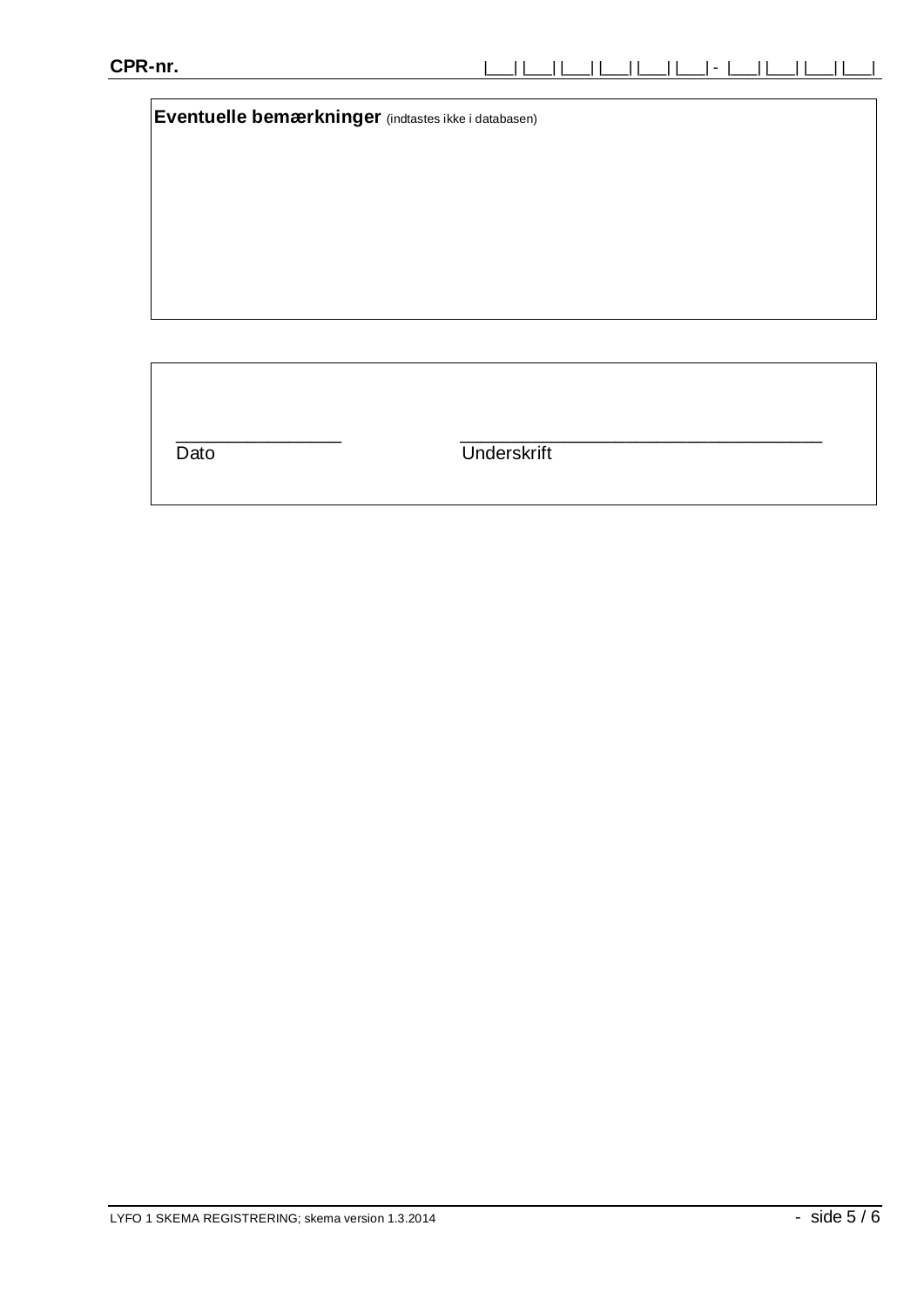**CPR-nr.** |___|___|___|___|___|___| - |___|___|___|___|

**Eventuelle bemærkninger** (indtastes ikke i databasen)

________________ ___________________________________

Dato Underskrift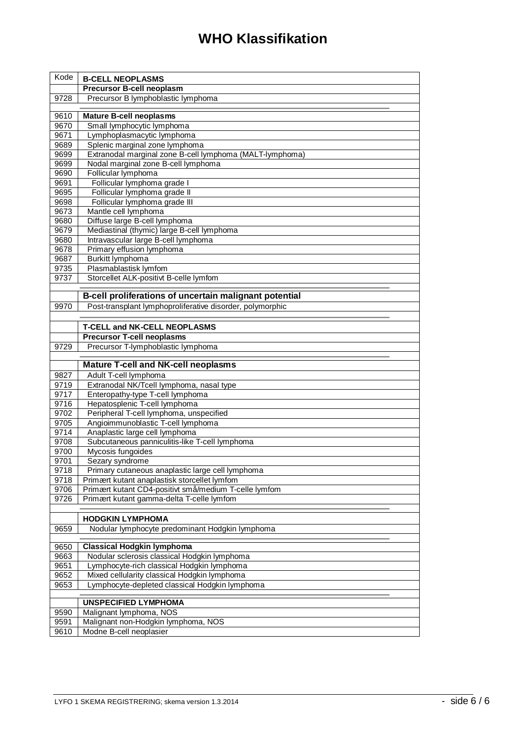# WHO Klassifikation

| Kode | **B-CELL NEOPLASMS** |
|---|---|
| | **Precursor B-cell neoplasm** |
| 9728 | Precursor B lymphoblastic lymphoma |
| | |
| 9610 | **Mature B-cell neoplasms** |
| 9670 | Small lymphocytic lymphoma |
| 9671 | Lymphoplasmacytic lymphoma |
| 9689 | Splenic marginal zone lymphoma |
| 9699 | Extranodal marginal zone B-cell lymphoma (MALT-lymphoma) |
| 9699 | Nodal marginal zone B-cell lymphoma |
| 9690 | Follicular lymphoma |
| 9691 | Follicular lymphoma grade I |
| 9695 | Follicular lymphoma grade II |
| 9698 | Follicular lymphoma grade III |
| 9673 | Mantle cell lymphoma |
| 9680 | Diffuse large B-cell lymphoma |
| 9679 | Mediastinal (thymic) large B-cell lymphoma |
| 9680 | Intravascular large B-cell lymphoma |
| 9678 | Primary effusion lymphoma |
| 9687 | Burkitt lymphoma |
| 9735 | Plasmablastisk lymfom |
| 9737 | Storcellet ALK-positivt B-celle lymfom |
| | |
| | **B-cell proliferations of uncertain malignant potential** |
| 9970 | Post-transplant lymphoproliferative disorder, polymorphic |
| | |
| | **T-CELL and NK-CELL NEOPLASMS** |
| | **Precursor T-cell neoplasms** |
| 9729 | Precursor T-lymphoblastic lymphoma |
| | |
| | **Mature T-cell and NK-cell neoplasms** |
| 9827 | Adult T-cell lymphoma |
| 9719 | Extranodal NK/Tcell lymphoma, nasal type |
| 9717 | Enteropathy-type T-cell lymphoma |
| 9716 | Hepatosplenic T-cell lymphoma |
| 9702 | Peripheral T-cell lymphoma, unspecified |
| 9705 | Angioimmunoblastic T-cell lymphoma |
| 9714 | Anaplastic large cell lymphoma |
| 9708 | Subcutaneous panniculitis-like T-cell lymphoma |
| 9700 | Mycosis fungoides |
| 9701 | Sezary syndrome |
| 9718 | Primary cutaneous anaplastic large cell lymphoma |
| 9718 | Primært kutant anaplastisk storcellet lymfom |
| 9706 | Primært kutant CD4-positivt små/medium T-celle lymfom |
| 9726 | Primært kutant gamma-delta T-celle lymfom |
| | |
| | **HODGKIN LYMPHOMA** |
| 9659 | Nodular lymphocyte predominant Hodgkin lymphoma |
| | |
| 9650 | **Classical Hodgkin lymphoma** |
| 9663 | Nodular sclerosis classical Hodgkin lymphoma |
| 9651 | Lymphocyte-rich classical Hodgkin lymphoma |
| 9652 | Mixed cellularity classical Hodgkin lymphoma |
| 9653 | Lymphocyte-depleted classical Hodgkin lymphoma |
| | |
| | **UNSPECIFIED LYMPHOMA** |
| 9590 | Malignant lymphoma, NOS |
| 9591 | Malignant non-Hodgkin lymphoma, NOS |
| 9610 | Modne B-cell neoplasier |